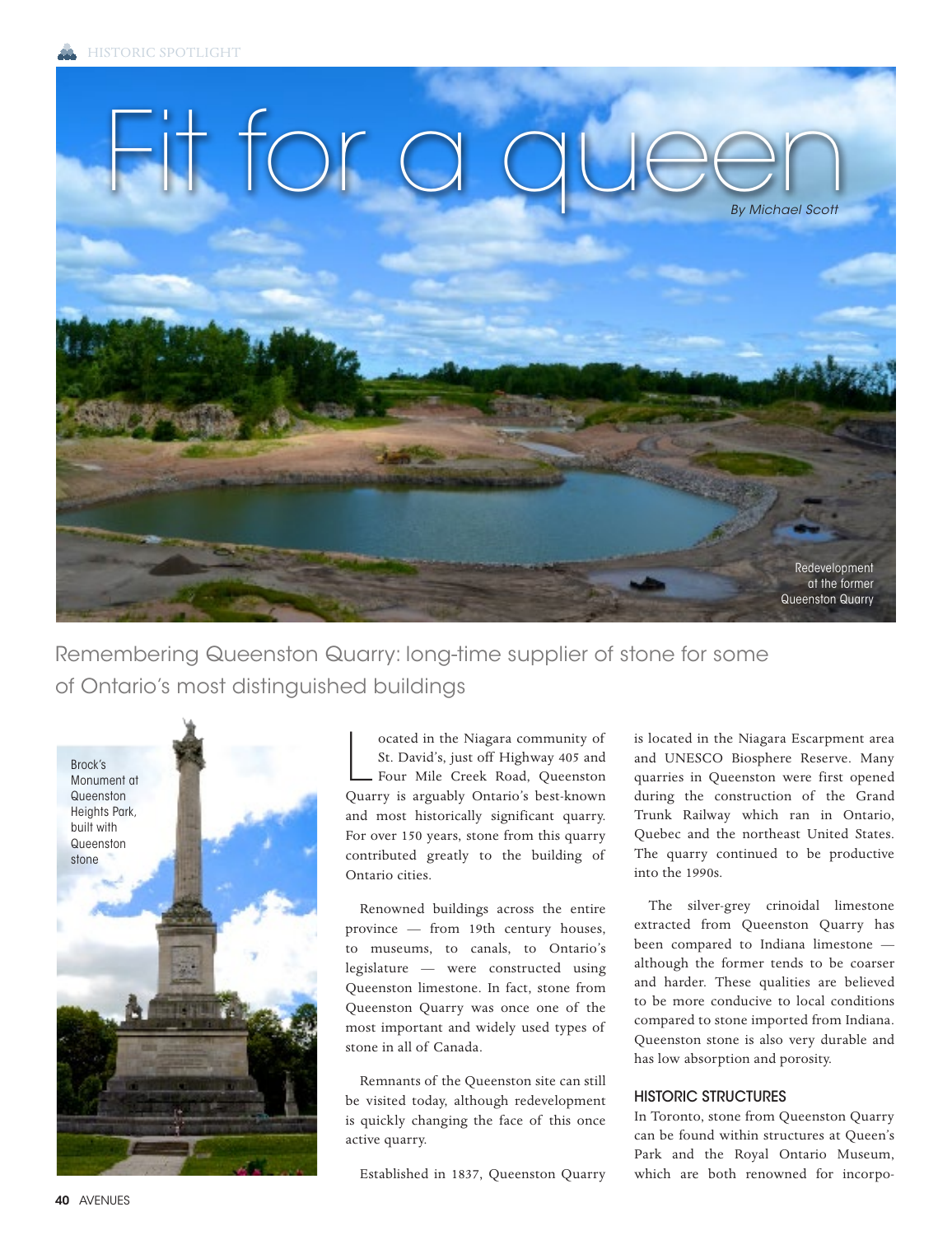# Fit for a queen

*By Michael Scott*

Redevelopment at the former Queenston Quarry

Remembering Queenston Quarry: long-time supplier of stone for some of Ontario's most distinguished buildings

Brock's Monument at Queenston Heights Park, built with Queenston stone

Located in the Niagara community of St. David's, just off Highway 405 and Four Mile Creek Road, Queenston Quarry is arguably Ontario's best-known and most historically significant quarry. For over 150 years, stone from this quarry contributed greatly to the building of Ontario cities.

Renowned buildings across the entire province — from 19th century houses, to museums, to canals, to Ontario's legislature — were constructed using Queenston limestone. In fact, stone from Queenston Quarry was once one of the most important and widely used types of stone in all of Canada.

Remnants of the Queenston site can still be visited today, although redevelopment is quickly changing the face of this once active quarry.

Established in 1837, Queenston Quarry is located in the Niagara Escarpment area and UNESCO Biosphere Reserve. Many quarries in Queenston were first opened during the construction of the Grand Trunk Railway which ran in Ontario, Quebec and the northeast United States. The quarry continued to be productive into the 1990s.

The silver-grey crinoidal limestone extracted from Queenston Quarry has been compared to Indiana limestone — although the former tends to be coarser and harder. These qualities are believed to be more conducive to local conditions compared to stone imported from Indiana. Queenston stone is also very durable and has low absorption and porosity.

## HISTORIC STRUCTURES

In Toronto, stone from Queenston Quarry can be found within structures at Queen's Park and the Royal Ontario Museum, which are both renowned for incorpo-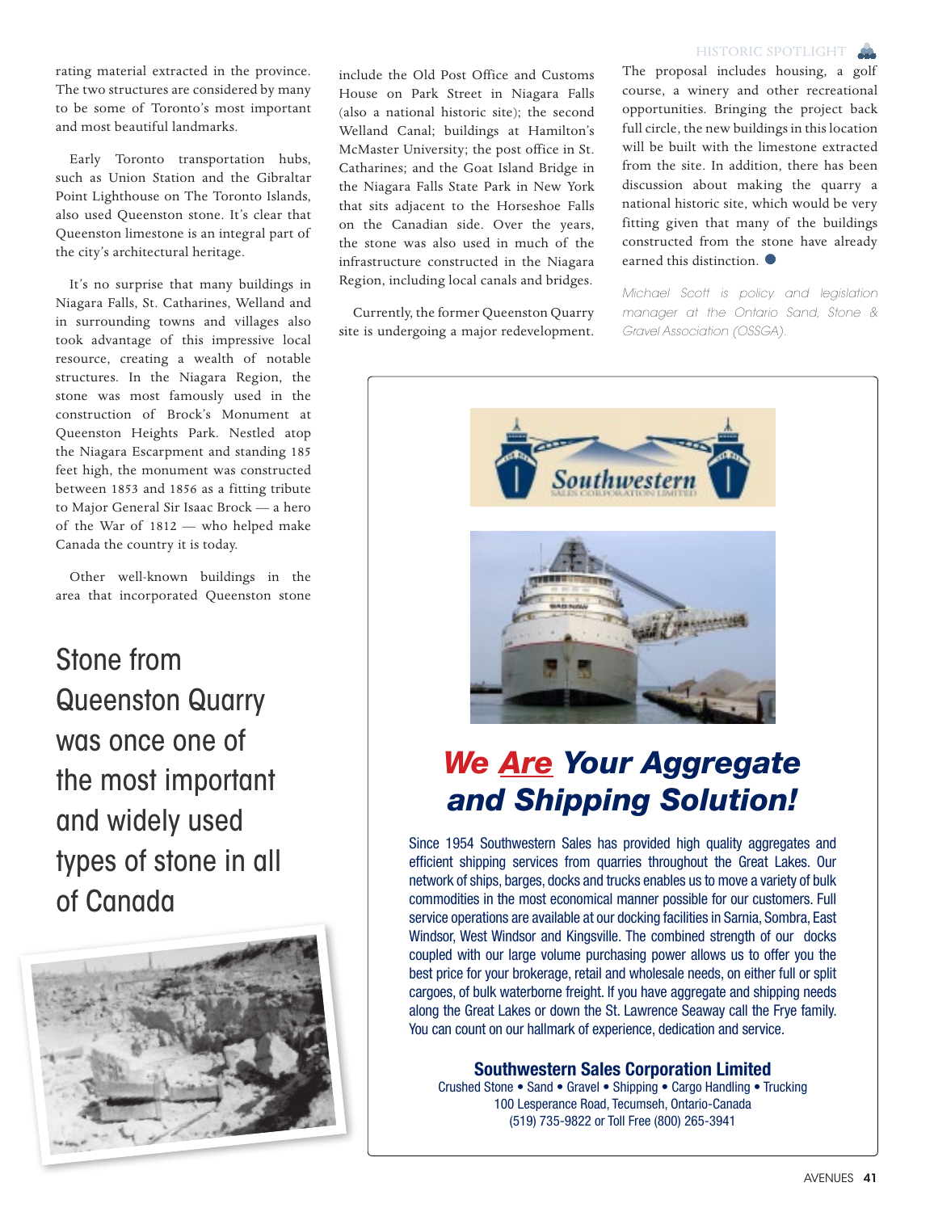rating material extracted in the province. The two structures are considered by many to be some of Toronto's most important and most beautiful landmarks.

Early Toronto transportation hubs, such as Union Station and the Gibraltar Point Lighthouse on The Toronto Islands, also used Queenston stone. It's clear that Queenston limestone is an integral part of the city's architectural heritage.

It's no surprise that many buildings in Niagara Falls, St. Catharines, Welland and in surrounding towns and villages also took advantage of this impressive local resource, creating a wealth of notable structures. In the Niagara Region, the stone was most famously used in the construction of Brock's Monument at Queenston Heights Park. Nestled atop the Niagara Escarpment and standing 185 feet high, the monument was constructed between 1853 and 1856 as a fitting tribute to Major General Sir Isaac Brock — a hero of the War of 1812 — who helped make Canada the country it is today.

Other well-known buildings in the area that incorporated Queenston stone include the Old Post Office and Customs House on Park Street in Niagara Falls (also a national historic site); the second Welland Canal; buildings at Hamilton's McMaster University; the post office in St. Catharines; and the Goat Island Bridge in the Niagara Falls State Park in New York that sits adjacent to the Horseshoe Falls on the Canadian side. Over the years, the stone was also used in much of the infrastructure constructed in the Niagara Region, including local canals and bridges.

Currently, the former Queenston Quarry site is undergoing a major redevelopment. The proposal includes housing, a golf course, a winery and other recreational opportunities. Bringing the project back full circle, the new buildings in this location will be built with the limestone extracted from the site. In addition, there has been discussion about making the quarry a national historic site, which would be very fitting given that many of the buildings constructed from the stone have already earned this distinction. ●

*Michael Scott is policy and legislation manager at the Ontario Sand, Stone & Gravel Association (OSSGA).*

## Stone from Queenston Quarry was once one of the most important and widely used types of stone in all of Canada

## *We Are Your Aggregate and Shipping Solution!*

Since 1954 Southwestern Sales has provided high quality aggregates and efficient shipping services from quarries throughout the Great Lakes. Our network of ships, barges, docks and trucks enables us to move a variety of bulk commodities in the most economical manner possible for our customers. Full service operations are available at our docking facilities in Sarnia, Sombra, East Windsor, West Windsor and Kingsville. The combined strength of our docks coupled with our large volume purchasing power allows us to offer you the best price for your brokerage, retail and wholesale needs, on either full or split cargoes, of bulk waterborne freight. If you have aggregate and shipping needs along the Great Lakes or down the St. Lawrence Seaway call the Frye family. You can count on our hallmark of experience, dedication and service.

**Southwestern Sales Corporation Limited**
Crushed Stone • Sand • Gravel • Shipping • Cargo Handling • Trucking
100 Lesperance Road, Tecumseh, Ontario-Canada
(519) 735-9822 or Toll Free (800) 265-3941